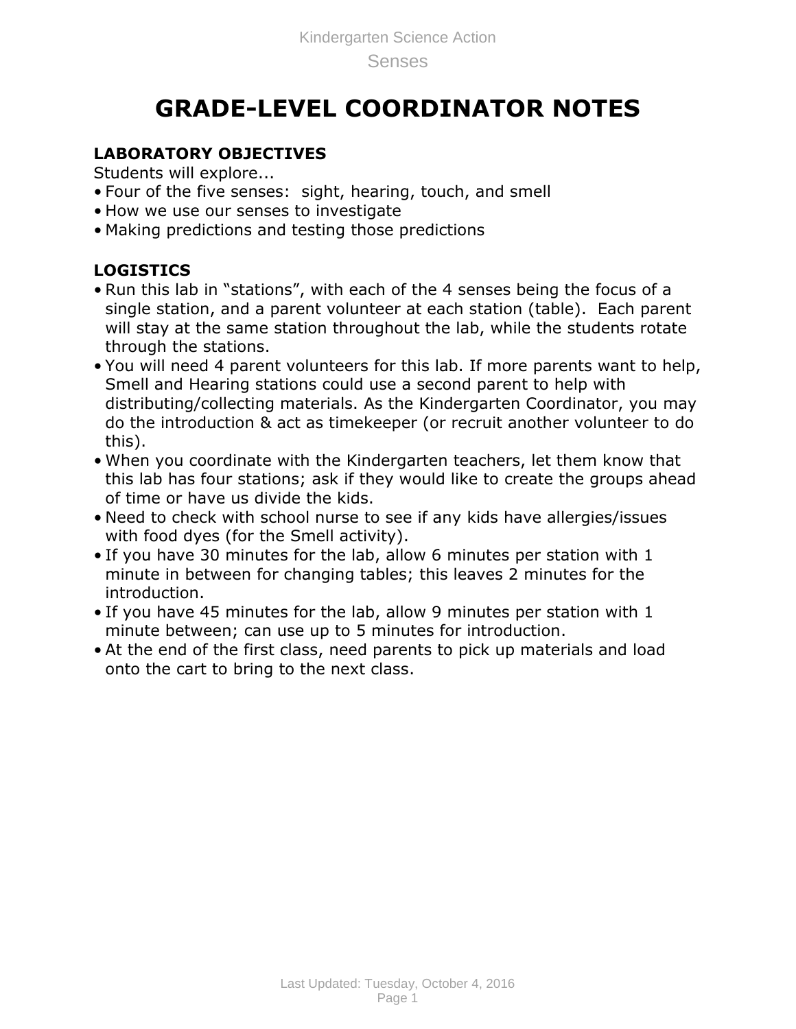# GRADE-LEVEL COORDINATOR NOTES

## LABORATORY OBJECTIVES

Students will explore...

- Four of the five senses:  sight, hearing, touch, and smell
- How we use our senses to investigate
- Making predictions and testing those predictions

## LOGISTICS

- Run this lab in "stations", with each of the 4 senses being the focus of a single station, and a parent volunteer at each station (table).  Each parent will stay at the same station throughout the lab, while the students rotate through the stations.
- You will need 4 parent volunteers for this lab. If more parents want to help, Smell and Hearing stations could use a second parent to help with distributing/collecting materials. As the Kindergarten Coordinator, you may do the introduction & act as timekeeper (or recruit another volunteer to do this).
- When you coordinate with the Kindergarten teachers, let them know that this lab has four stations; ask if they would like to create the groups ahead of time or have us divide the kids.
- Need to check with school nurse to see if any kids have allergies/issues with food dyes (for the Smell activity).
- If you have 30 minutes for the lab, allow 6 minutes per station with 1 minute in between for changing tables; this leaves 2 minutes for the introduction.
- If you have 45 minutes for the lab, allow 9 minutes per station with 1 minute between; can use up to 5 minutes for introduction.
- At the end of the first class, need parents to pick up materials and load onto the cart to bring to the next class.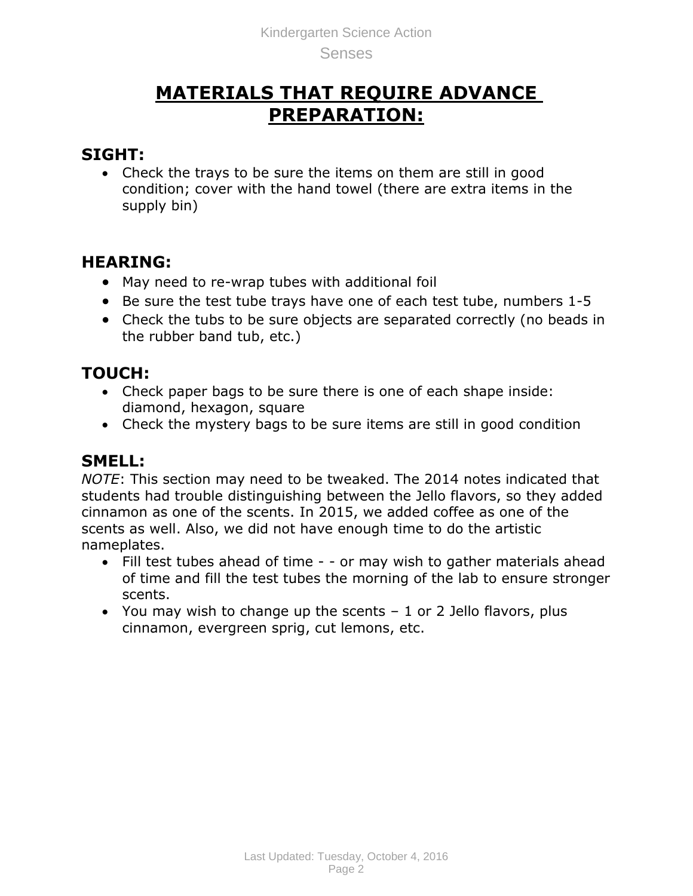# MATERIALS THAT REQUIRE ADVANCE PREPARATION:

## SIGHT:

- Check the trays to be sure the items on them are still in good condition; cover with the hand towel (there are extra items in the supply bin)

## HEARING:

- May need to re-wrap tubes with additional foil
- Be sure the test tube trays have one of each test tube, numbers 1-5
- Check the tubs to be sure objects are separated correctly (no beads in the rubber band tub, etc.)

## TOUCH:

- Check paper bags to be sure there is one of each shape inside: diamond, hexagon, square
- Check the mystery bags to be sure items are still in good condition

## SMELL:

*NOTE*: This section may need to be tweaked. The 2014 notes indicated that students had trouble distinguishing between the Jello flavors, so they added cinnamon as one of the scents. In 2015, we added coffee as one of the scents as well. Also, we did not have enough time to do the artistic nameplates.

- Fill test tubes ahead of time - - or may wish to gather materials ahead of time and fill the test tubes the morning of the lab to ensure stronger scents.
- You may wish to change up the scents – 1 or 2 Jello flavors, plus cinnamon, evergreen sprig, cut lemons, etc.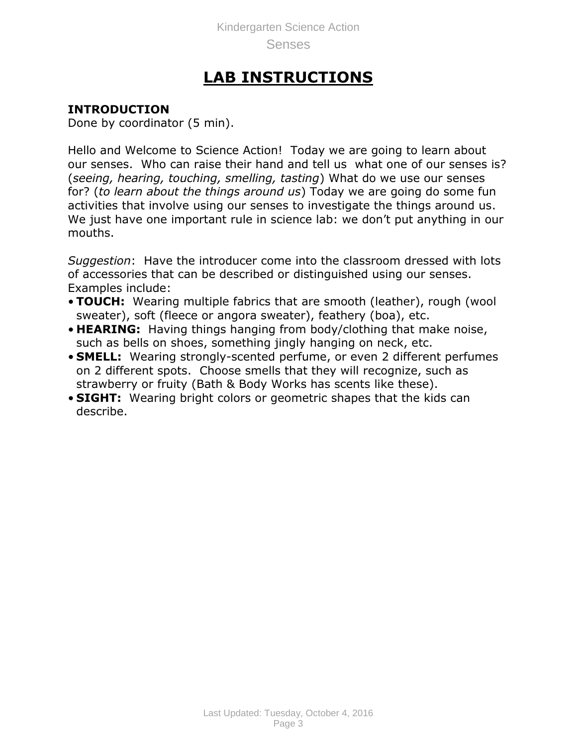# LAB INSTRUCTIONS

**INTRODUCTION**
Done by coordinator (5 min).

Hello and Welcome to Science Action! Today we are going to learn about our senses. Who can raise their hand and tell us what one of our senses is? (*seeing, hearing, touching, smelling, tasting*) What do we use our senses for? (*to learn about the things around us*) Today we are going do some fun activities that involve using our senses to investigate the things around us. We just have one important rule in science lab: we don't put anything in our mouths.

*Suggestion*: Have the introducer come into the classroom dressed with lots of accessories that can be described or distinguished using our senses. Examples include:

- **TOUCH:** Wearing multiple fabrics that are smooth (leather), rough (wool sweater), soft (fleece or angora sweater), feathery (boa), etc.
- **HEARING:** Having things hanging from body/clothing that make noise, such as bells on shoes, something jingly hanging on neck, etc.
- **SMELL:** Wearing strongly-scented perfume, or even 2 different perfumes on 2 different spots. Choose smells that they will recognize, such as strawberry or fruity (Bath & Body Works has scents like these).
- **SIGHT:** Wearing bright colors or geometric shapes that the kids can describe.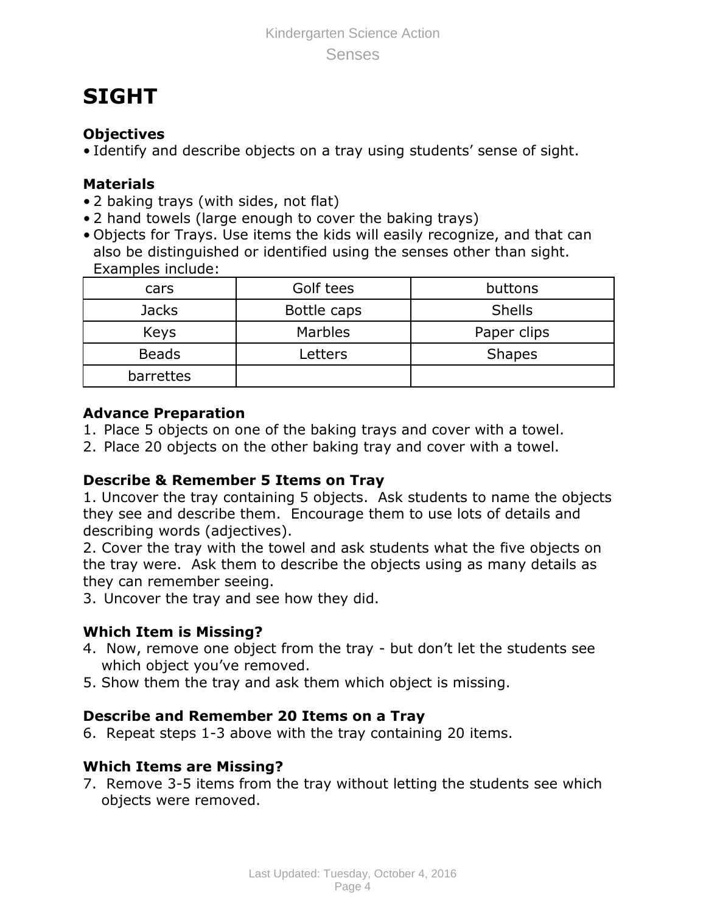# SIGHT

**Objectives**
- Identify and describe objects on a tray using students' sense of sight.

**Materials**
- 2 baking trays (with sides, not flat)
- 2 hand towels (large enough to cover the baking trays)
- Objects for Trays. Use items the kids will easily recognize, and that can also be distinguished or identified using the senses other than sight. Examples include:

| | | |
|---|---|---|
| cars | Golf tees | buttons |
| Jacks | Bottle caps | Shells |
| Keys | Marbles | Paper clips |
| Beads | Letters | Shapes |
| barrettes | | |

**Advance Preparation**
1. Place 5 objects on one of the baking trays and cover with a towel.
2. Place 20 objects on the other baking tray and cover with a towel.

**Describe & Remember 5 Items on Tray**

1. Uncover the tray containing 5 objects. Ask students to name the objects they see and describe them. Encourage them to use lots of details and describing words (adjectives).
2. Cover the tray with the towel and ask students what the five objects on the tray were. Ask them to describe the objects using as many details as they can remember seeing.
3. Uncover the tray and see how they did.

**Which Item is Missing?**

4. Now, remove one object from the tray - but don't let the students see which object you've removed.
5. Show them the tray and ask them which object is missing.

**Describe and Remember 20 Items on a Tray**

6. Repeat steps 1-3 above with the tray containing 20 items.

**Which Items are Missing?**

7. Remove 3-5 items from the tray without letting the students see which objects were removed.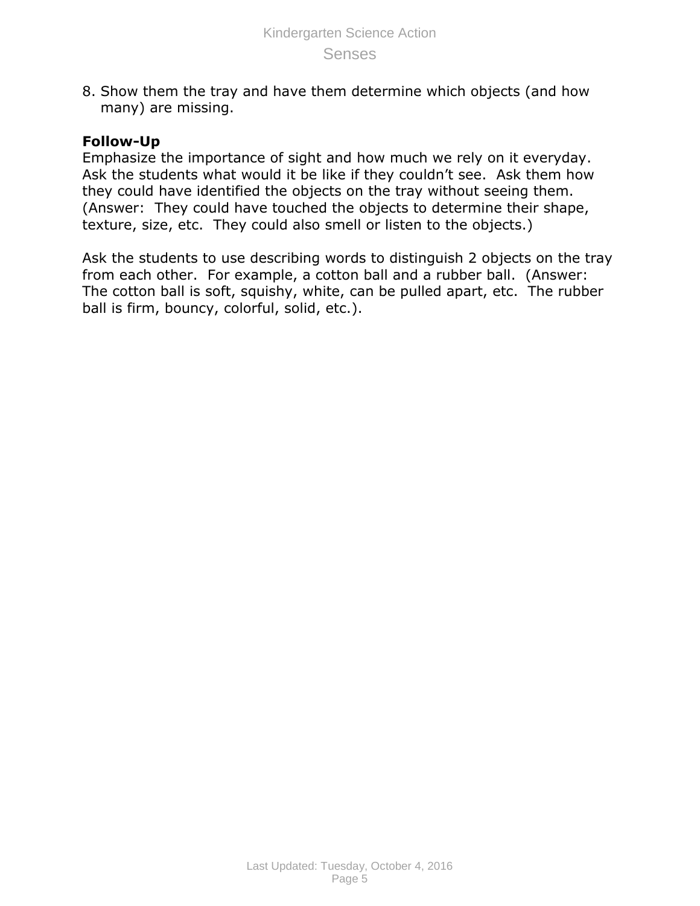8. Show them the tray and have them determine which objects (and how many) are missing.

**Follow-Up**

Emphasize the importance of sight and how much we rely on it everyday. Ask the students what would it be like if they couldn't see. Ask them how they could have identified the objects on the tray without seeing them. (Answer: They could have touched the objects to determine their shape, texture, size, etc. They could also smell or listen to the objects.)

Ask the students to use describing words to distinguish 2 objects on the tray from each other. For example, a cotton ball and a rubber ball. (Answer: The cotton ball is soft, squishy, white, can be pulled apart, etc. The rubber ball is firm, bouncy, colorful, solid, etc.).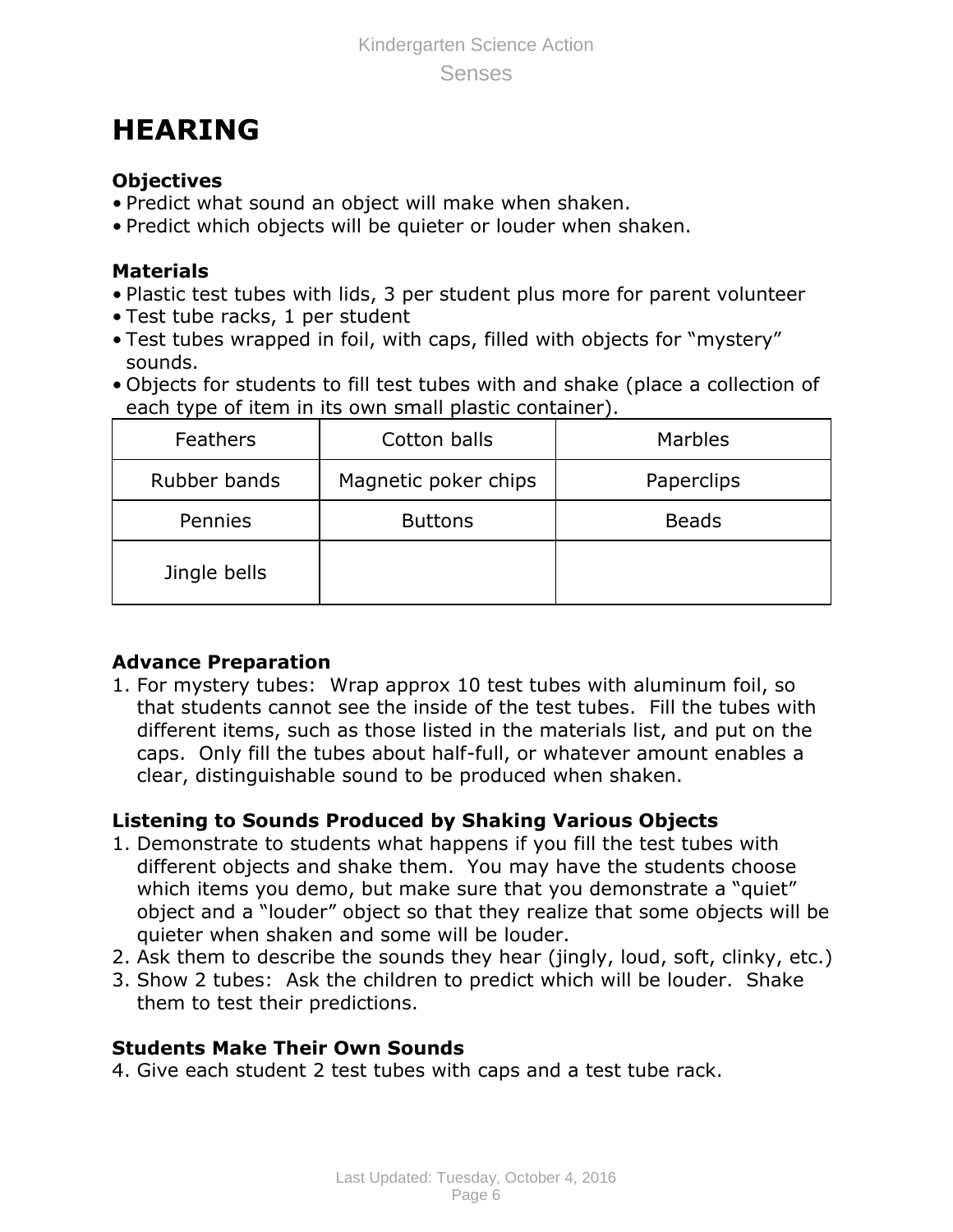# HEARING

**Objectives**

- Predict what sound an object will make when shaken.
- Predict which objects will be quieter or louder when shaken.

**Materials**

- Plastic test tubes with lids, 3 per student plus more for parent volunteer
- Test tube racks, 1 per student
- Test tubes wrapped in foil, with caps, filled with objects for "mystery" sounds.
- Objects for students to fill test tubes with and shake (place a collection of each type of item in its own small plastic container).

| | | |
|---|---|---|
| Feathers | Cotton balls | Marbles |
| Rubber bands | Magnetic poker chips | Paperclips |
| Pennies | Buttons | Beads |
| Jingle bells | | |

**Advance Preparation**

1. For mystery tubes: Wrap approx 10 test tubes with aluminum foil, so that students cannot see the inside of the test tubes. Fill the tubes with different items, such as those listed in the materials list, and put on the caps. Only fill the tubes about half-full, or whatever amount enables a clear, distinguishable sound to be produced when shaken.

**Listening to Sounds Produced by Shaking Various Objects**

1. Demonstrate to students what happens if you fill the test tubes with different objects and shake them. You may have the students choose which items you demo, but make sure that you demonstrate a "quiet" object and a "louder" object so that they realize that some objects will be quieter when shaken and some will be louder.
2. Ask them to describe the sounds they hear (jingly, loud, soft, clinky, etc.)
3. Show 2 tubes: Ask the children to predict which will be louder. Shake them to test their predictions.

**Students Make Their Own Sounds**

4. Give each student 2 test tubes with caps and a test tube rack.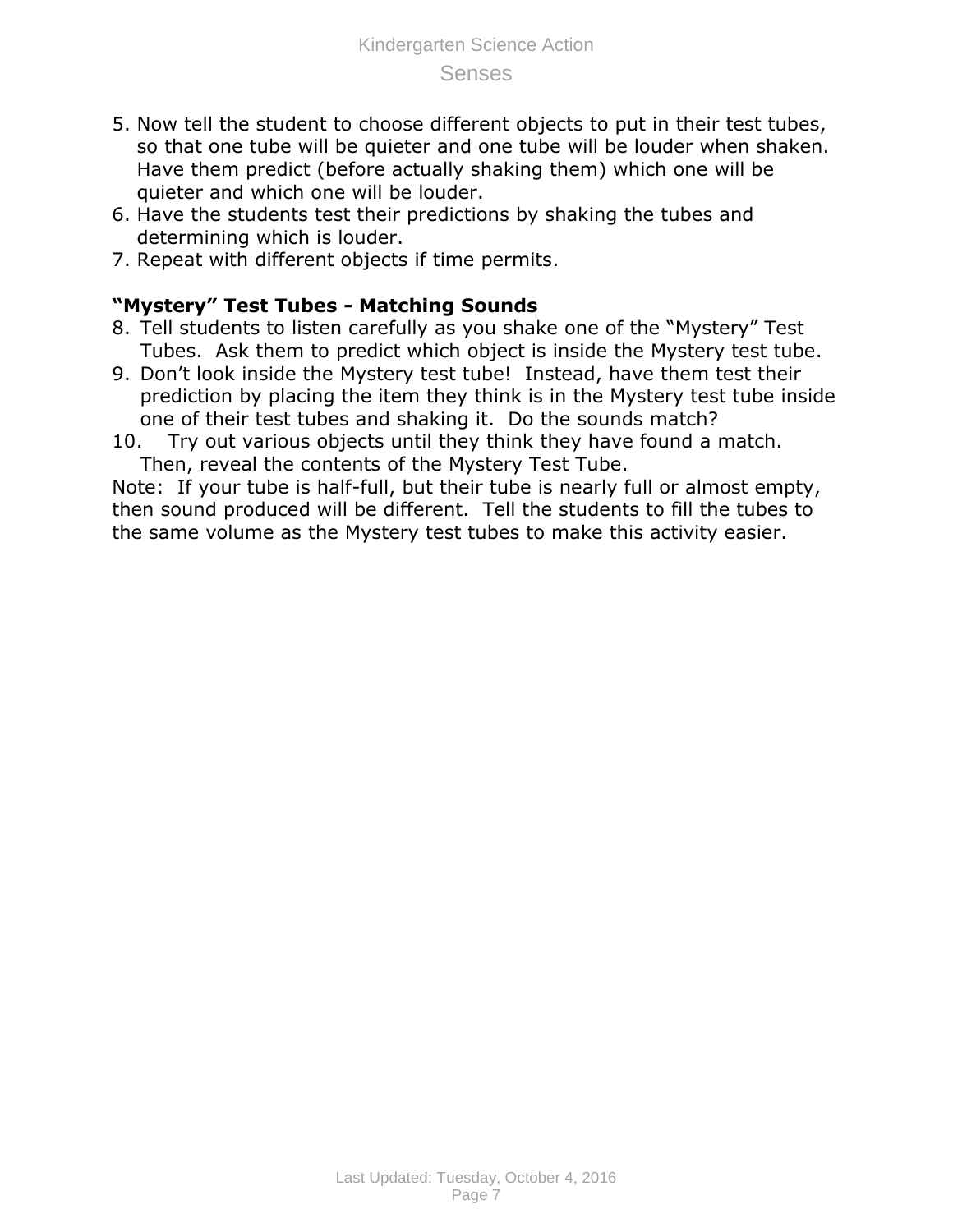5. Now tell the student to choose different objects to put in their test tubes, so that one tube will be quieter and one tube will be louder when shaken. Have them predict (before actually shaking them) which one will be quieter and which one will be louder.
6. Have the students test their predictions by shaking the tubes and determining which is louder.
7. Repeat with different objects if time permits.

**"Mystery" Test Tubes - Matching Sounds**

8. Tell students to listen carefully as you shake one of the "Mystery" Test Tubes. Ask them to predict which object is inside the Mystery test tube.
9. Don't look inside the Mystery test tube! Instead, have them test their prediction by placing the item they think is in the Mystery test tube inside one of their test tubes and shaking it. Do the sounds match?
10. Try out various objects until they think they have found a match. Then, reveal the contents of the Mystery Test Tube.

Note: If your tube is half-full, but their tube is nearly full or almost empty, then sound produced will be different. Tell the students to fill the tubes to the same volume as the Mystery test tubes to make this activity easier.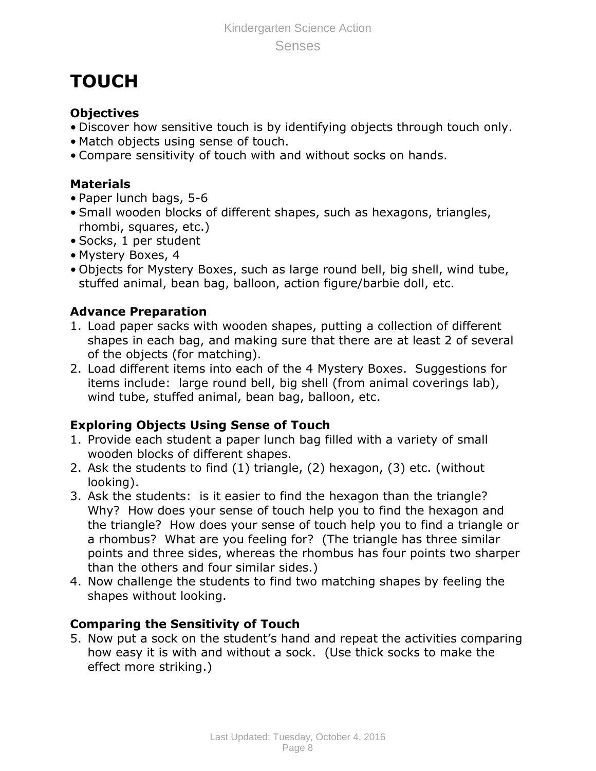# TOUCH

### Objectives

- Discover how sensitive touch is by identifying objects through touch only.
- Match objects using sense of touch.
- Compare sensitivity of touch with and without socks on hands.

### Materials

- Paper lunch bags, 5-6
- Small wooden blocks of different shapes, such as hexagons, triangles, rhombi, squares, etc.)
- Socks, 1 per student
- Mystery Boxes, 4
- Objects for Mystery Boxes, such as large round bell, big shell, wind tube, stuffed animal, bean bag, balloon, action figure/barbie doll, etc.

### Advance Preparation

1. Load paper sacks with wooden shapes, putting a collection of different shapes in each bag, and making sure that there are at least 2 of several of the objects (for matching).
2. Load different items into each of the 4 Mystery Boxes. Suggestions for items include: large round bell, big shell (from animal coverings lab), wind tube, stuffed animal, bean bag, balloon, etc.

### Exploring Objects Using Sense of Touch

1. Provide each student a paper lunch bag filled with a variety of small wooden blocks of different shapes.
2. Ask the students to find (1) triangle, (2) hexagon, (3) etc. (without looking).
3. Ask the students: is it easier to find the hexagon than the triangle? Why? How does your sense of touch help you to find the hexagon and the triangle? How does your sense of touch help you to find a triangle or a rhombus? What are you feeling for? (The triangle has three similar points and three sides, whereas the rhombus has four points two sharper than the others and four similar sides.)
4. Now challenge the students to find two matching shapes by feeling the shapes without looking.

### Comparing the Sensitivity of Touch

5. Now put a sock on the student's hand and repeat the activities comparing how easy it is with and without a sock. (Use thick socks to make the effect more striking.)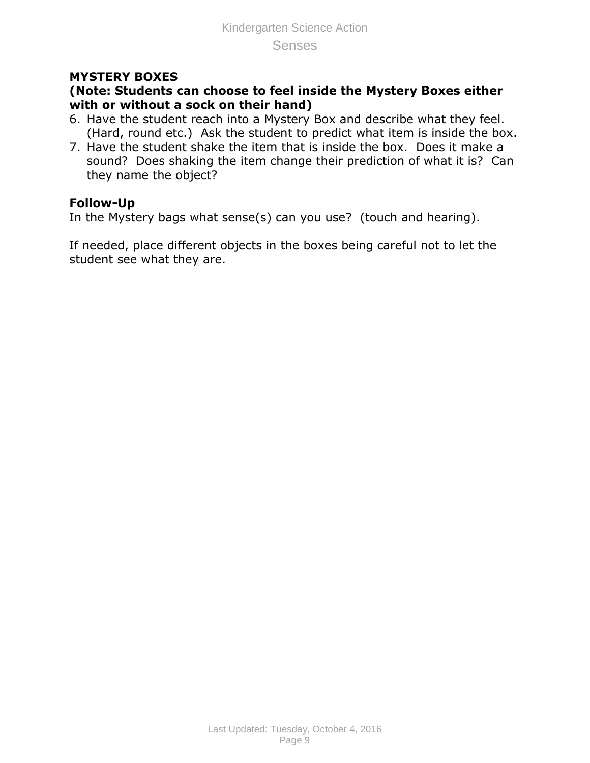**MYSTERY BOXES**
**(Note: Students can choose to feel inside the Mystery Boxes either with or without a sock on their hand)**

6. Have the student reach into a Mystery Box and describe what they feel. (Hard, round etc.) Ask the student to predict what item is inside the box.
7. Have the student shake the item that is inside the box. Does it make a sound? Does shaking the item change their prediction of what it is? Can they name the object?

**Follow-Up**
In the Mystery bags what sense(s) can you use? (touch and hearing).

If needed, place different objects in the boxes being careful not to let the student see what they are.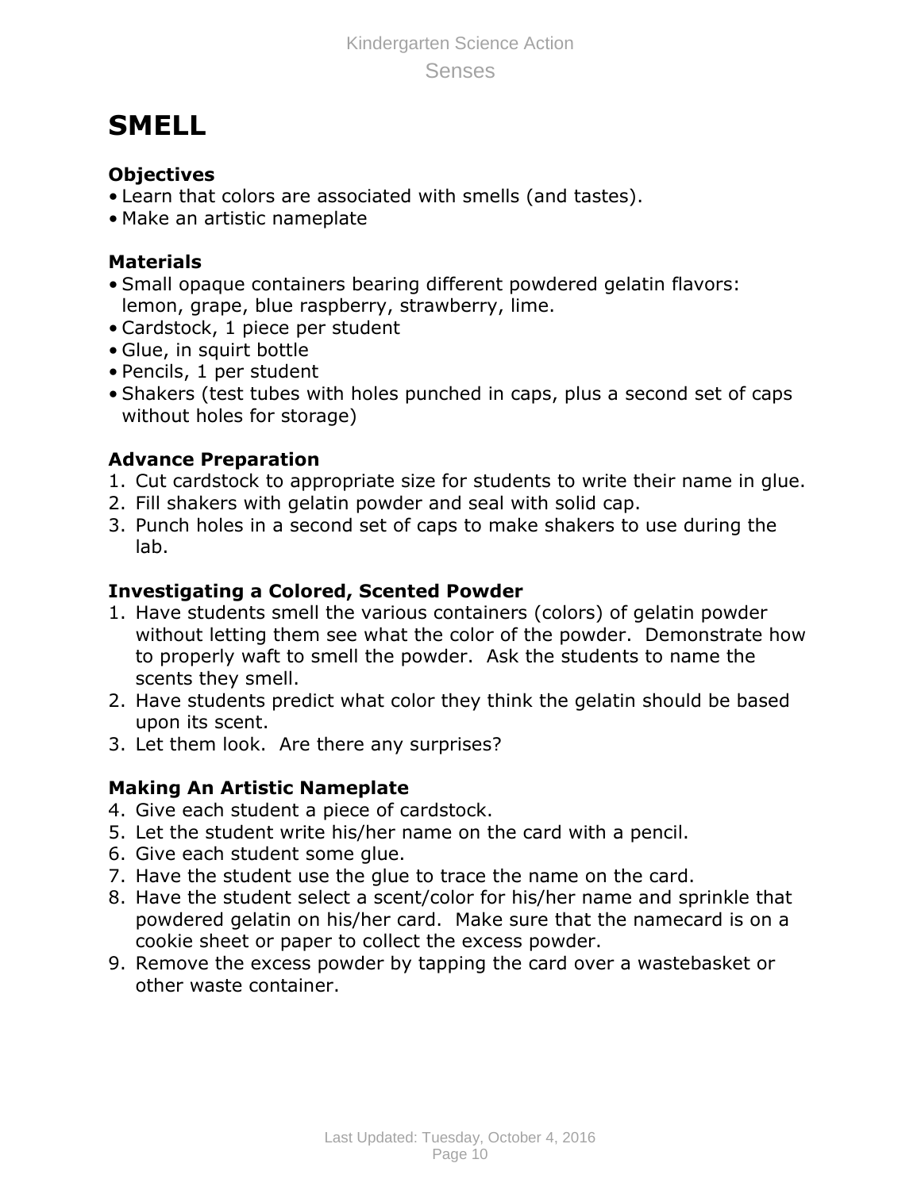# SMELL

**Objectives**

- Learn that colors are associated with smells (and tastes).
- Make an artistic nameplate

**Materials**

- Small opaque containers bearing different powdered gelatin flavors: lemon, grape, blue raspberry, strawberry, lime.
- Cardstock, 1 piece per student
- Glue, in squirt bottle
- Pencils, 1 per student
- Shakers (test tubes with holes punched in caps, plus a second set of caps without holes for storage)

**Advance Preparation**

1. Cut cardstock to appropriate size for students to write their name in glue.
2. Fill shakers with gelatin powder and seal with solid cap.
3. Punch holes in a second set of caps to make shakers to use during the lab.

**Investigating a Colored, Scented Powder**

1. Have students smell the various containers (colors) of gelatin powder without letting them see what the color of the powder. Demonstrate how to properly waft to smell the powder. Ask the students to name the scents they smell.
2. Have students predict what color they think the gelatin should be based upon its scent.
3. Let them look. Are there any surprises?

**Making An Artistic Nameplate**

4. Give each student a piece of cardstock.
5. Let the student write his/her name on the card with a pencil.
6. Give each student some glue.
7. Have the student use the glue to trace the name on the card.
8. Have the student select a scent/color for his/her name and sprinkle that powdered gelatin on his/her card. Make sure that the namecard is on a cookie sheet or paper to collect the excess powder.
9. Remove the excess powder by tapping the card over a wastebasket or other waste container.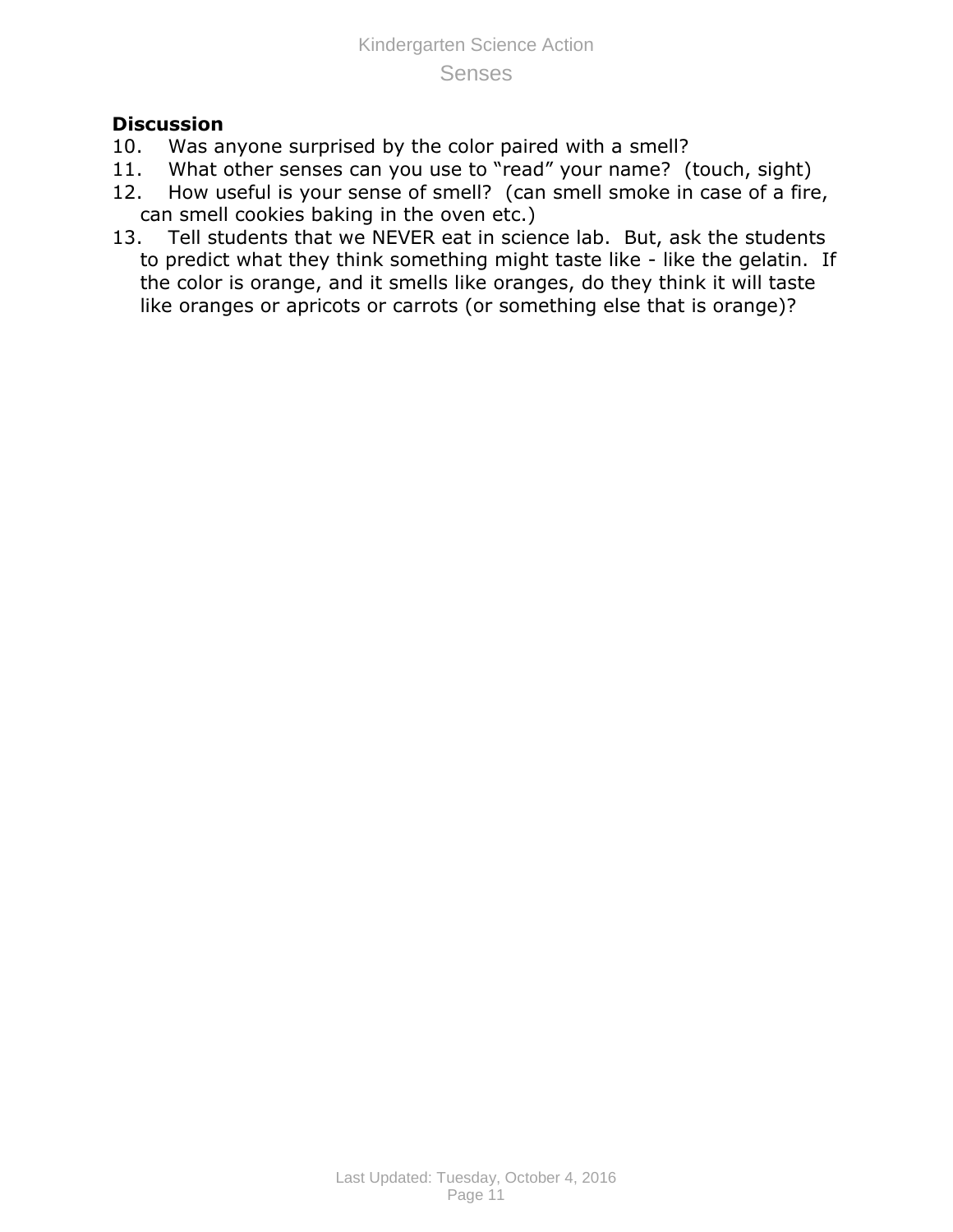**Discussion**

10. Was anyone surprised by the color paired with a smell?
11. What other senses can you use to "read" your name? (touch, sight)
12. How useful is your sense of smell? (can smell smoke in case of a fire, can smell cookies baking in the oven etc.)
13. Tell students that we NEVER eat in science lab. But, ask the students to predict what they think something might taste like - like the gelatin. If the color is orange, and it smells like oranges, do they think it will taste like oranges or apricots or carrots (or something else that is orange)?